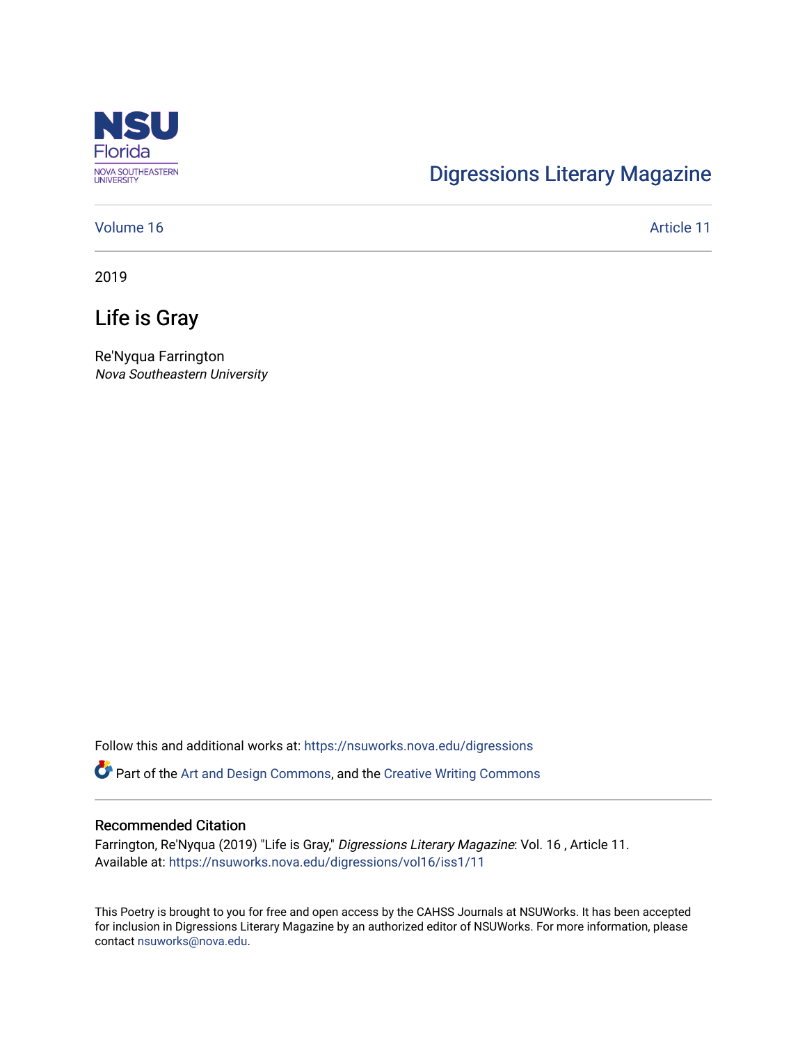NSU Florida
NOVA SOUTHEASTERN UNIVERSITY

Digressions Literary Magazine

Volume 16 | Article 11

2019

# Life is Gray

Re'Nyqua Farrington
*Nova Southeastern University*

Follow this and additional works at: https://nsuworks.nova.edu/digressions

Part of the Art and Design Commons, and the Creative Writing Commons

## Recommended Citation

Farrington, Re'Nyqua (2019) "Life is Gray," *Digressions Literary Magazine*: Vol. 16 , Article 11.
Available at: https://nsuworks.nova.edu/digressions/vol16/iss1/11

This Poetry is brought to you for free and open access by the CAHSS Journals at NSUWorks. It has been accepted for inclusion in Digressions Literary Magazine by an authorized editor of NSUWorks. For more information, please contact nsuworks@nova.edu.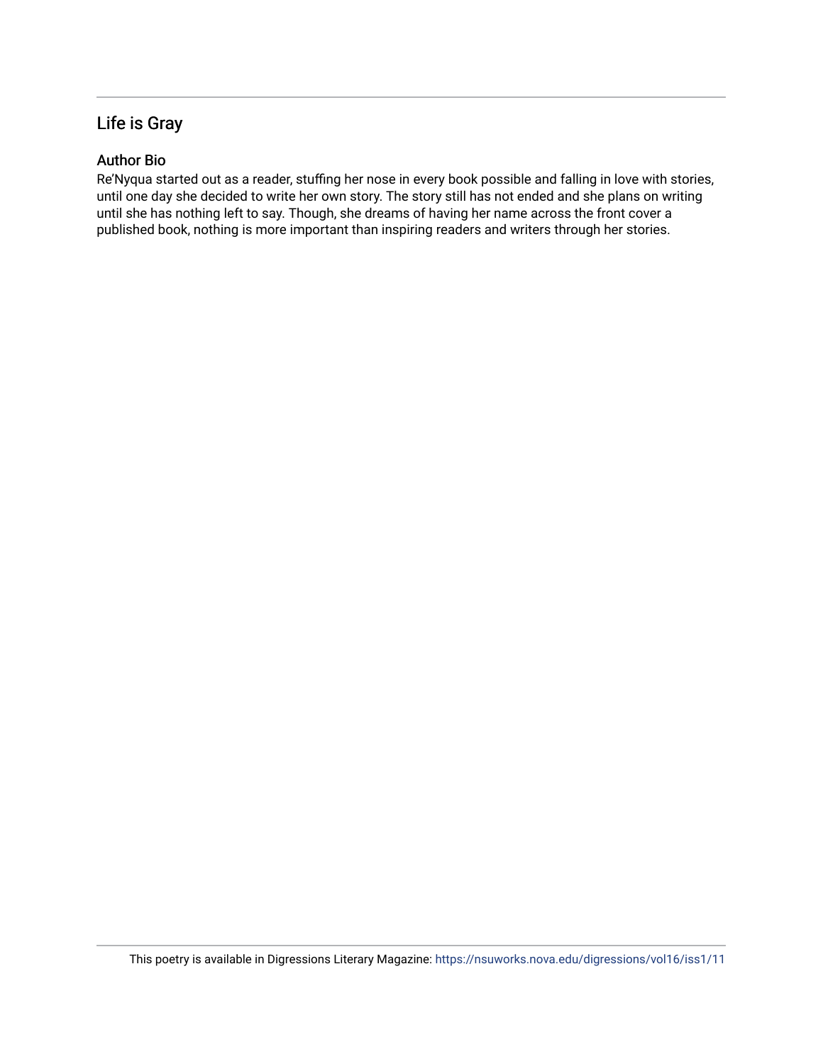## Life is Gray

### Author Bio

Re'Nyqua started out as a reader, stuffing her nose in every book possible and falling in love with stories, until one day she decided to write her own story. The story still has not ended and she plans on writing until she has nothing left to say. Though, she dreams of having her name across the front cover a published book, nothing is more important than inspiring readers and writers through her stories.

This poetry is available in Digressions Literary Magazine: https://nsuworks.nova.edu/digressions/vol16/iss1/11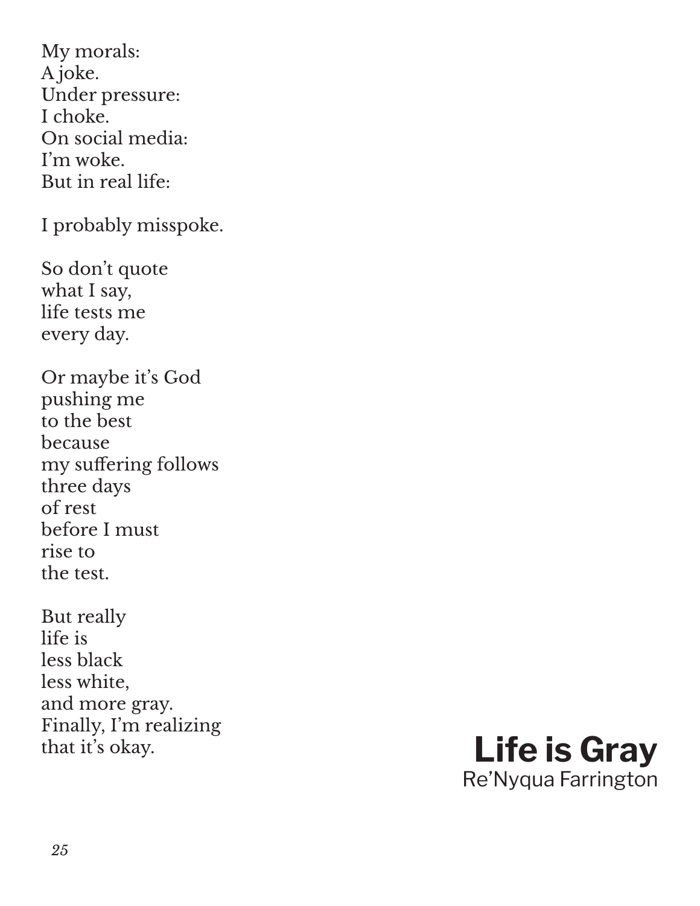# Life is Gray

Re'Nyqua Farrington

My morals:
A joke.
Under pressure:
I choke.
On social media:
I'm woke.
But in real life:

I probably misspoke.

So don't quote
what I say,
life tests me
every day.

Or maybe it's God
pushing me
to the best
because
my suffering follows
three days
of rest
before I must
rise to
the test.

But really
life is
less black
less white,
and more gray.
Finally, I'm realizing
that it's okay.